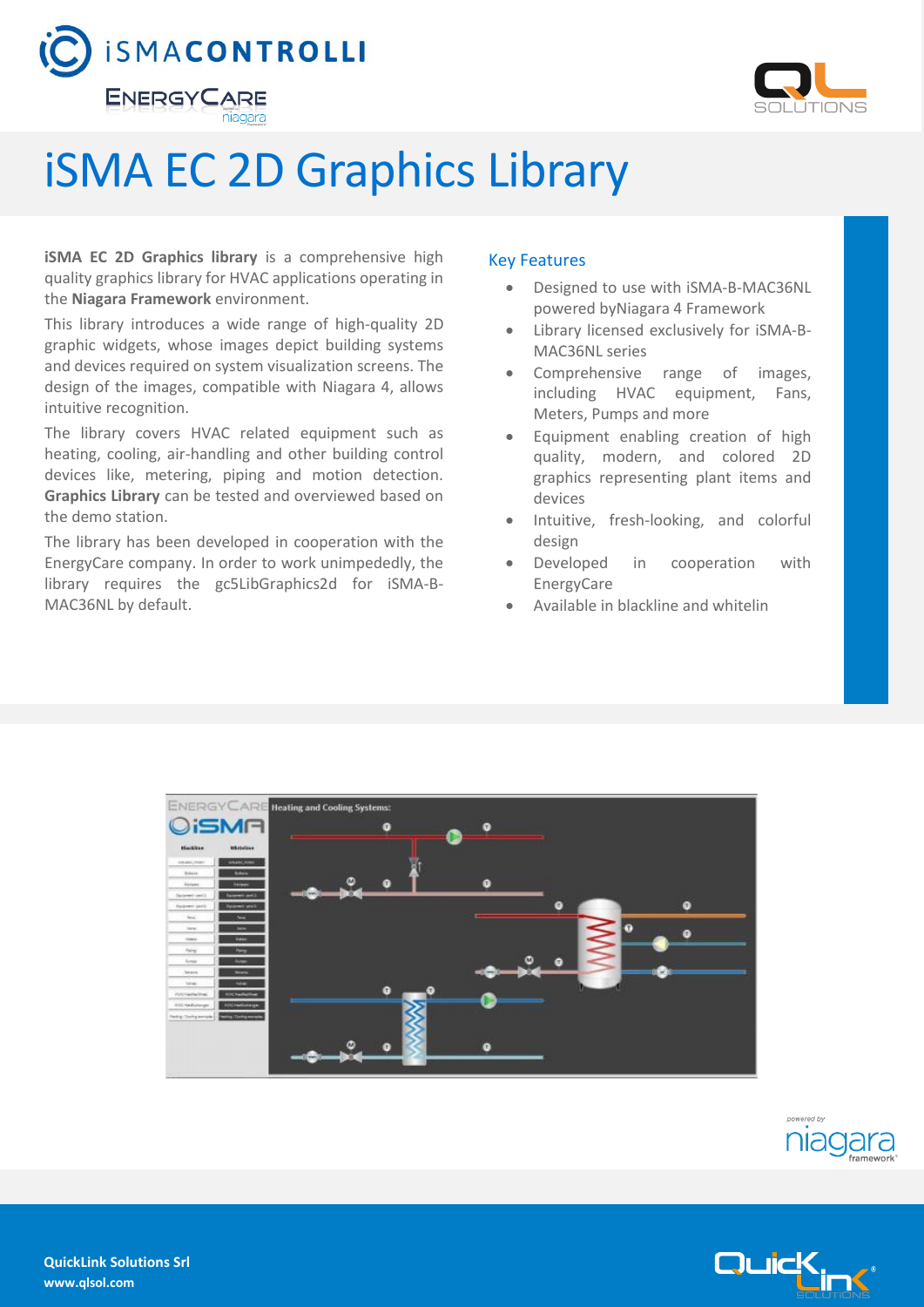# iSMA EC 2D Graphics Library

**iSMA EC 2D Graphics library** is a comprehensive high quality graphics library for HVAC applications operating in the **Niagara Framework** environment.

This library introduces a wide range of high-quality 2D graphic widgets, whose images depict building systems and devices required on system visualization screens. The design of the images, compatible with Niagara 4, allows intuitive recognition.

The library covers HVAC related equipment such as heating, cooling, air-handling and other building control devices like, metering, piping and motion detection. **Graphics Library** can be tested and overviewed based on the demo station.

The library has been developed in cooperation with the EnergyCare company. In order to work unimpededly, the library requires the gc5LibGraphics2d for iSMA-B-MAC36NL by default.

## Key Features

- Designed to use with iSMA-B-MAC36NL powered byNiagara 4 Framework
- Library licensed exclusively for iSMA-B-MAC36NL series
- Comprehensive range of images, including HVAC equipment, Fans, Meters, Pumps and more
- Equipment enabling creation of high quality, modern, and colored 2D graphics representing plant items and devices
- Intuitive, fresh-looking, and colorful design
- Developed in cooperation with EnergyCare
- Available in blackline and whitelin

**QuickLink Solutions Srl**
**www.qlsol.com**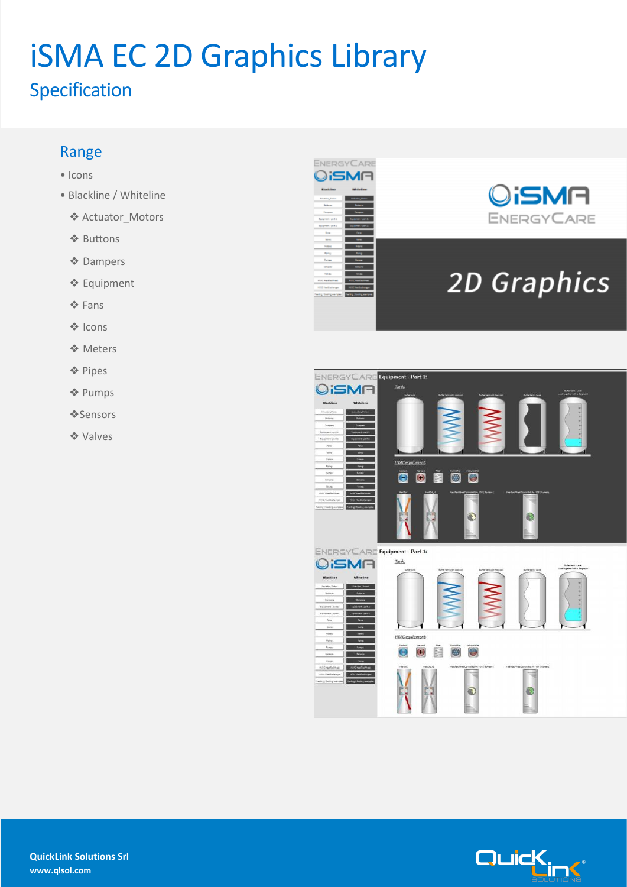# iSMA EC 2D Graphics Library

## Specification

### Range

- Icons
- Blackline / Whiteline
  - ❖ Actuator_Motors
  - ❖ Buttons
  - ❖ Dampers
  - ❖ Equipment
  - ❖ Fans
  - ❖ Icons
  - ❖ Meters
  - ❖ Pipes
  - ❖ Pumps
  - ❖ Sensors
  - ❖ Valves

**QuickLink Solutions Srl**
**www.qlsol.com**